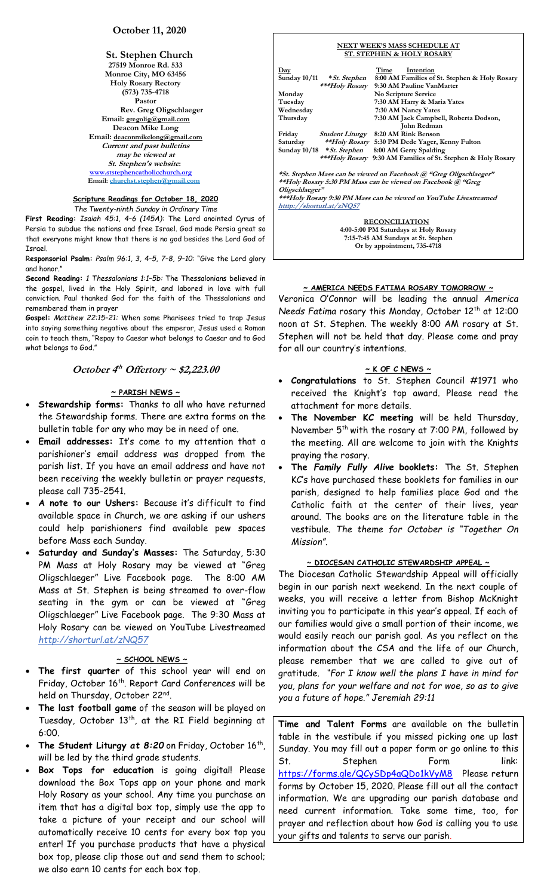**October 11, 2020**

**St. Stephen Church**
27519 Monroe Rd. 533
Monroe City, MO 63456
Holy Rosary Rectory
(573) 735-4718
Pastor
Rev. Greg Oligschlaeger
Email: gregolig@gmail.com
Deacon Mike Long
Email: deaconmikelong@gmail.com
*Current and past bulletins may be viewed at St. Stephen's website:*
www.ststephencatholicchurch.org
Email: churchst.stephen@gmail.com

**Scripture Readings for October 18, 2020**

*The Twenty-ninth Sunday in Ordinary Time*

**First Reading:** *Isaiah 45:1, 4-6 (145A):* The Lord anointed Cyrus of Persia to subdue the nations and free Israel. God made Persia great so that everyone might know that there is no god besides the Lord God of Israel.

**Responsorial Psalm:** *Psalm 96:1, 3, 4-5, 7-8, 9-10:* "Give the Lord glory and honor."

**Second Reading:** *1 Thessalonians 1:1-5b:* The Thessalonians believed in the gospel, lived in the Holy Spirit, and labored in love with full conviction. Paul thanked God for the faith of the Thessalonians and remembered them in prayer

**Gospel:** *Matthew 22:15-21:* When some Pharisees tried to trap Jesus into saying something negative about the emperor, Jesus used a Roman coin to teach them, "Repay to Caesar what belongs to Caesar and to God what belongs to God."

***October 4th Offertory ~ $2,223.00***

**~ PARISH NEWS ~**

- **Stewardship forms:** Thanks to all who have returned the Stewardship forms. There are extra forms on the bulletin table for any who may be in need of one.
- **Email addresses:** It's come to my attention that a parishioner's email address was dropped from the parish list. If you have an email address and have not been receiving the weekly bulletin or prayer requests, please call 735-2541.
- **A note to our Ushers:** Because it's difficult to find available space in Church, we are asking if our ushers could help parishioners find available pew spaces before Mass each Sunday.
- **Saturday and Sunday's Masses:** The Saturday, 5:30 PM Mass at Holy Rosary may be viewed at "Greg Oligschlaeger" Live Facebook page. The 8:00 AM Mass at St. Stephen is being streamed to over-flow seating in the gym or can be viewed at "Greg Oligschlaeger" Live Facebook page. The 9:30 Mass at Holy Rosary can be viewed on YouTube Livestreamed *http://shorturl.at/zNQ57*

**~ SCHOOL NEWS ~**

- **The first quarter** of this school year will end on Friday, October 16th. Report Card Conferences will be held on Thursday, October 22nd.
- **The last football game** of the season will be played on Tuesday, October 13th, at the RI Field beginning at 6:00.
- **The Student Liturgy at *8:20*** on Friday, October 16th, will be led by the third grade students.
- **Box Tops for education** is going digital! Please download the Box Tops app on your phone and mark Holy Rosary as your school. Any time you purchase an item that has a digital box top, simply use the app to take a picture of your receipt and our school will automatically receive 10 cents for every box top you enter! If you purchase products that have a physical box top, please clip those out and send them to school; we also earn 10 cents for each box top.

**NEXT WEEK'S MASS SCHEDULE AT ST. STEPHEN & HOLY ROSARY**

| Day | | Time | Intention |
|---|---|---|---|
| Sunday 10/11 | *St. Stephen | 8:00 AM | Families of St. Stephen & Holy Rosary |
| | ***Holy Rosary | 9:30 AM | Pauline VanMarter |
| Monday | | | No Scripture Service |
| Tuesday | | 7:30 AM | Harry & Maria Yates |
| Wednesday | | 7:30 AM | Nancy Yates |
| Thursday | | 7:30 AM | Jack Campbell, Roberta Dodson, John Redman |
| Friday | Student Liturgy | 8:20 AM | Rink Benson |
| Saturday | **Holy Rosary | 5:30 PM | Dede Yager, Kenny Fulton |
| Sunday 10/18 | *St. Stephen | 8:00 AM | Gerry Spalding |
| | ***Holy Rosary | 9:30 AM | Families of St. Stephen & Holy Rosary |

*\*St. Stephen Mass can be viewed on Facebook @ "Greg Oligschlaeger"*
*\*\*Holy Rosary 5:30 PM Mass can be viewed on Facebook @ "Greg Oligschlaeger"*
*\*\*\*Holy Rosary 9:30 PM Mass can be viewed on YouTube Livestreamed htttp://shorturl.at/zNQ57*

**RECONCILIATION**
4:00-5:00 PM Saturdays at Holy Rosary
7:15-7:45 AM Sundays at St. Stephen
Or by appointment, 735-4718

**~ AMERICA NEEDS FATIMA ROSARY TOMORROW ~**

Veronica O'Connor will be leading the annual *America Needs Fatima* rosary this Monday, October 12th at 12:00 noon at St. Stephen. The weekly 8:00 AM rosary at St. Stephen will not be held that day. Please come and pray for all our country's intentions.

**~ K OF C NEWS ~**

- ***Congratulations*** to St. Stephen Council #1971 who received the Knight's top award. Please read the attachment for more details.
- **The November KC meeting** will be held Thursday, November 5th with the rosary at 7:00 PM, followed by the meeting. All are welcome to join with the Knights praying the rosary.
- **The *Family Fully Alive* booklets:** The St. Stephen KC's have purchased these booklets for families in our parish, designed to help families place God and the Catholic faith at the center of their lives, year around. The books are on the literature table in the vestibule. *The theme for October is "Together On Mission".*

**~ DIOCESAN CATHOLIC STEWARDSHIP APPEAL ~**

The Diocesan Catholic Stewardship Appeal will officially begin in our parish next weekend. In the next couple of weeks, you will receive a letter from Bishop McKnight inviting you to participate in this year's appeal. If each of our families would give a small portion of their income, we would easily reach our parish goal. As you reflect on the information about the CSA and the life of our Church, please remember that we are called to give out of gratitude. *"For I know well the plans I have in mind for you, plans for your welfare and not for woe, so as to give you a future of hope." Jeremiah 29:11*

**Time and Talent Forms** are available on the bulletin table in the vestibule if you missed picking one up last Sunday. You may fill out a paper form or go online to this St. Stephen Form link: https://forms.gle/QCySDp4aQDo1kVyM8 Please return forms by October 15, 2020. Please fill out all the contact information. We are upgrading our parish database and need current information. Take some time, too, for prayer and reflection about how God is calling you to use your gifts and talents to serve our parish.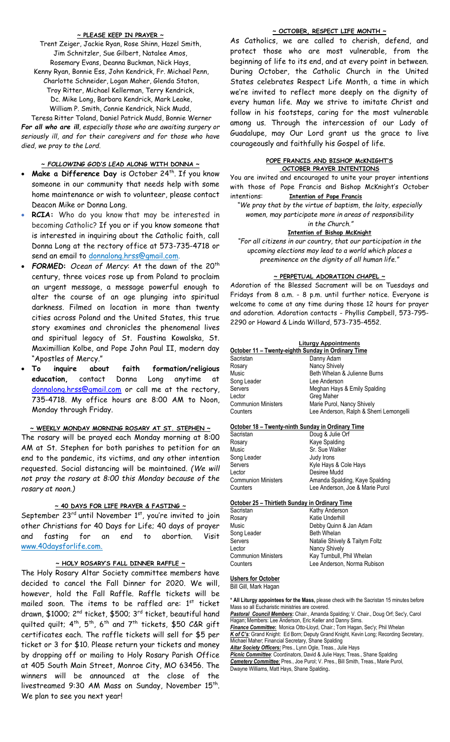## ~ PLEASE KEEP IN PRAYER ~

Trent Zeiger, Jackie Ryan, Rose Shinn, Hazel Smith, Jim Schnitzler, Sue Gilbert, Natalee Amos, Rosemary Evans, Deanna Buckman, Nick Hays, Kenny Ryan, Bonnie Ess, John Kendrick, Fr. Michael Penn, Charlotte Schneider, Logan Maher, Glenda Staton, Troy Ritter, Michael Kellerman, Terry Kendrick, Dc. Mike Long, Barbara Kendrick, Mark Leake, William P. Smith, Connie Kendrick, Nick Mudd, Teresa Ritter Toland, Daniel Patrick Mudd, Bonnie Werner

***For all who are ill****, especially those who are awaiting surgery or seriously ill, and for their caregivers and for those who have died, we pray to the Lord.*

## ~ *FOLLOWING GOD'S LEAD* ALONG WITH DONNA ~

- **Make a Difference Day** is October 24th. If you know someone in our community that needs help with some home maintenance or wish to volunteer, please contact Deacon Mike or Donna Long.
- **RCIA:** Who do you know that may be interested in becoming Catholic? If you or if you know someone that is interested in inquiring about the Catholic faith, call Donna Long at the rectory office at 573-735-4718 or send an email to donnalong.hrss@gmail.com.
- ***FORMED*****:** *Ocean of Mercy*: At the dawn of the 20th century, three voices rose up from Poland to proclaim an urgent message, a message powerful enough to alter the course of an age plunging into spiritual darkness. Filmed on location in more than twenty cities across Poland and the United States, this true story examines and chronicles the phenomenal lives and spiritual legacy of St. Faustina Kowalska, St. Maximillian Kolbe, and Pope John Paul II, modern day "Apostles of Mercy."
- **To inquire about faith formation/religious education,** contact Donna Long anytime at donnalong.hrss@gmail.com or call me at the rectory, 735-4718. My office hours are 8:00 AM to Noon, Monday through Friday.

## ~ WEEKLY MONDAY MORNING ROSARY AT ST. STEPHEN ~

The rosary will be prayed each Monday morning at 8:00 AM at St. Stephen for both parishes to petition for an end to the pandemic, its victims, and any other intention requested. Social distancing will be maintained. *(We will not pray the rosary at 8:00 this Monday because of the rosary at noon.)*

## ~ 40 DAYS FOR LIFE PRAYER & FASTING ~

September 23rd until November 1st, you're invited to join other Christians for 40 Days for Life; 40 days of prayer and fasting for an end to abortion. Visit www.40daysforlife.com.

## ~ HOLY ROSARY'S FALL DINNER RAFFLE ~

The Holy Rosary Altar Society committee members have decided to cancel the Fall Dinner for 2020. We will, however, hold the Fall Raffle. Raffle tickets will be mailed soon. The items to be raffled are: 1st ticket drawn, $1000; 2nd ticket, $500; 3rd ticket, beautiful hand quilted quilt; 4th, 5th, 6th and 7th tickets, $50 C&R gift certificates each. The raffle tickets will sell for $5 per ticket or 3 for $10. Please return your tickets and money by dropping off or mailing to Holy Rosary Parish Office at 405 South Main Street, Monroe City, MO 63456. The winners will be announced at the close of the livestreamed 9:30 AM Mass on Sunday, November 15th. We plan to see you next year!

## ~ OCTOBER, RESPECT LIFE MONTH ~

As Catholics, we are called to cherish, defend, and protect those who are most vulnerable, from the beginning of life to its end, and at every point in between. During October, the Catholic Church in the United States celebrates Respect Life Month, a time in which we're invited to reflect more deeply on the dignity of every human life. May we strive to imitate Christ and follow in his footsteps, caring for the most vulnerable among us. Through the intercession of our Lady of Guadalupe, may Our Lord grant us the grace to live courageously and faithfully his Gospel of life.

## POPE FRANCIS AND BISHOP McKNIGHT'S OCTOBER PRAYER INTENTIONS

You are invited and encouraged to unite your prayer intentions with those of Pope Francis and Bishop McKnight's October intentions:

**Intention of Pope Francis**

"*We pray that by the virtue of baptism, the laity, especially women, may participate more in areas of responsibility in the Church.*"

**Intention of Bishop McKnight**

*"For all citizens in our country, that our participation in the upcoming elections may lead to a world which places a preeminence on the dignity of all human life."*

## ~ PERPETUAL ADORATION CHAPEL ~

Adoration of the Blessed Sacrament will be on Tuesdays and Fridays from 8 a.m. - 8 p.m. until further notice. Everyone is welcome to come at any time during those 12 hours for prayer and adoration. Adoration contacts - Phyllis Campbell, 573-795-2290 or Howard & Linda Willard, 573-735-4552.

## Liturgy Appointments

**October 11 – Twenty-eighth Sunday in Ordinary Time**

| | |
|---|---|
| Sacristan | Danny Adam |
| Rosary | Nancy Shively |
| Music | Beth Whelan & Julienne Burns |
| Song Leader | Lee Anderson |
| Servers | Meghan Hays & Emily Spalding |
| Lector | Greg Maher |
| Communion Ministers | Marie Purol, Nancy Shively |
| Counters | Lee Anderson, Ralph & Sherri Lemongelli |

**October 18 – Twenty-ninth Sunday in Ordinary Time**

| | |
|---|---|
| Sacristan | Doug & Julie Orf |
| Rosary | Kaye Spalding |
| Music | Sr. Sue Walker |
| Song Leader | Judy Irons |
| Servers | Kyle Hays & Cole Hays |
| Lector | Desiree Mudd |
| Communion Ministers | Amanda Spalding, Kaye Spalding |
| Counters | Lee Anderson, Joe & Marie Purol |

**October 25 – Thirtieth Sunday in Ordinary Time**

| | |
|---|---|
| Sacristan | Kathy Anderson |
| Rosary | Katie Underhill |
| Music | Debby Quinn & Jan Adam |
| Song Leader | Beth Whelan |
| Servers | Natalie Shively & Taitym Foltz |
| Lector | Nancy Shively |
| Communion Ministers | Kay Turnbull, Phil Whelan |
| Counters | Lee Anderson, Norma Rubison |

**Ushers for October**

Bill Gill, Mark Hagan

**\* All Liturgy appointees for the Mass,** please check with the Sacristan 15 minutes before Mass so all Eucharistic ministries are covered.

***Pastoral Council Members*****:** Chair., Amanda Spalding; V. Chair., Doug Orf; Sec'y, Carol Hagan; Members: Lee Anderson, Eric Keller and Danny Sims.

***Finance Committee*****:** Monica Otto-Lloyd, Chair.; Tom Hagan, Sec'y; Phil Whelan

***K of C's****:* Grand Knight: Ed Born; Deputy Grand Knight, Kevin Long; Recording Secretary, Michael Maher; Financial Secretary, Shane Spalding

***Altar Society Officers:*** Pres., Lynn Ogle, Treas., Julie Hays

***Picnic Committee****:* Coordinators, David & Julie Hays; Treas., Shane Spalding

***Cemetery Committee:*** Pres., Joe Purol; V. Pres., Bill Smith, Treas., Marie Purol, Dwayne Williams, Matt Hays, Shane Spalding.